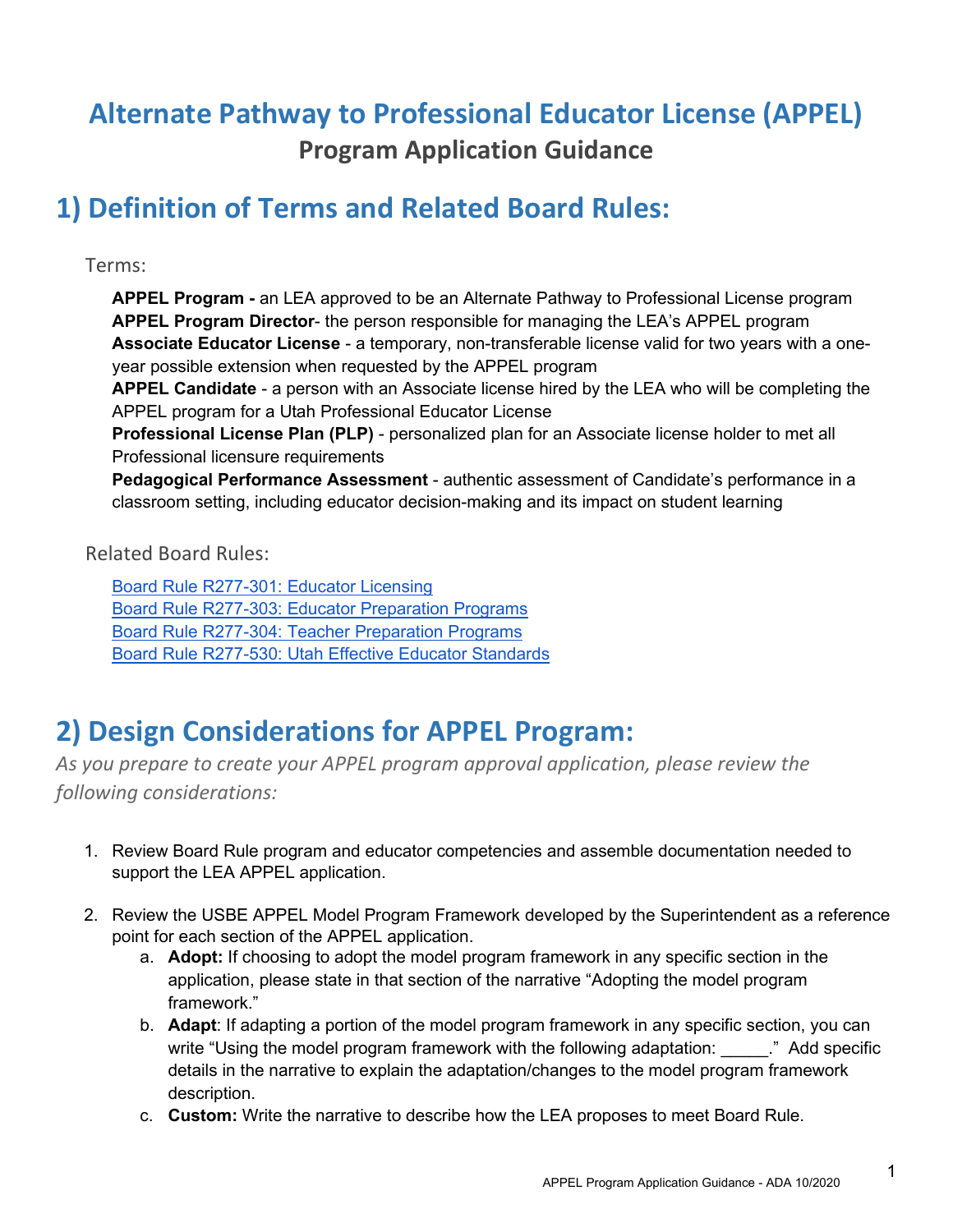# Alternate Pathway to Professional Educator License (APPEL)

## Program Application Guidance

# 1) Definition of Terms and Related Board Rules:

### Terms:

**APPEL Program -** an LEA approved to be an Alternate Pathway to Professional License program
**APPEL Program Director**- the person responsible for managing the LEA's APPEL program
**Associate Educator License** - a temporary, non-transferable license valid for two years with a one-year possible extension when requested by the APPEL program
**APPEL Candidate** - a person with an Associate license hired by the LEA who will be completing the APPEL program for a Utah Professional Educator License
**Professional License Plan (PLP)** - personalized plan for an Associate license holder to met all Professional licensure requirements
**Pedagogical Performance Assessment** - authentic assessment of Candidate's performance in a classroom setting, including educator decision-making and its impact on student learning

### Related Board Rules:

[Board Rule R277-301: Educator Licensing]
[Board Rule R277-303: Educator Preparation Programs]
[Board Rule R277-304: Teacher Preparation Programs]
[Board Rule R277-530: Utah Effective Educator Standards]

# 2) Design Considerations for APPEL Program:

*As you prepare to create your APPEL program approval application, please review the following considerations:*

1. Review Board Rule program and educator competencies and assemble documentation needed to support the LEA APPEL application.
2. Review the USBE APPEL Model Program Framework developed by the Superintendent as a reference point for each section of the APPEL application.
   a. **Adopt:** If choosing to adopt the model program framework in any specific section in the application, please state in that section of the narrative "Adopting the model program framework."
   b. **Adapt**: If adapting a portion of the model program framework in any specific section, you can write "Using the model program framework with the following adaptation: _____." Add specific details in the narrative to explain the adaptation/changes to the model program framework description.
   c. **Custom:** Write the narrative to describe how the LEA proposes to meet Board Rule.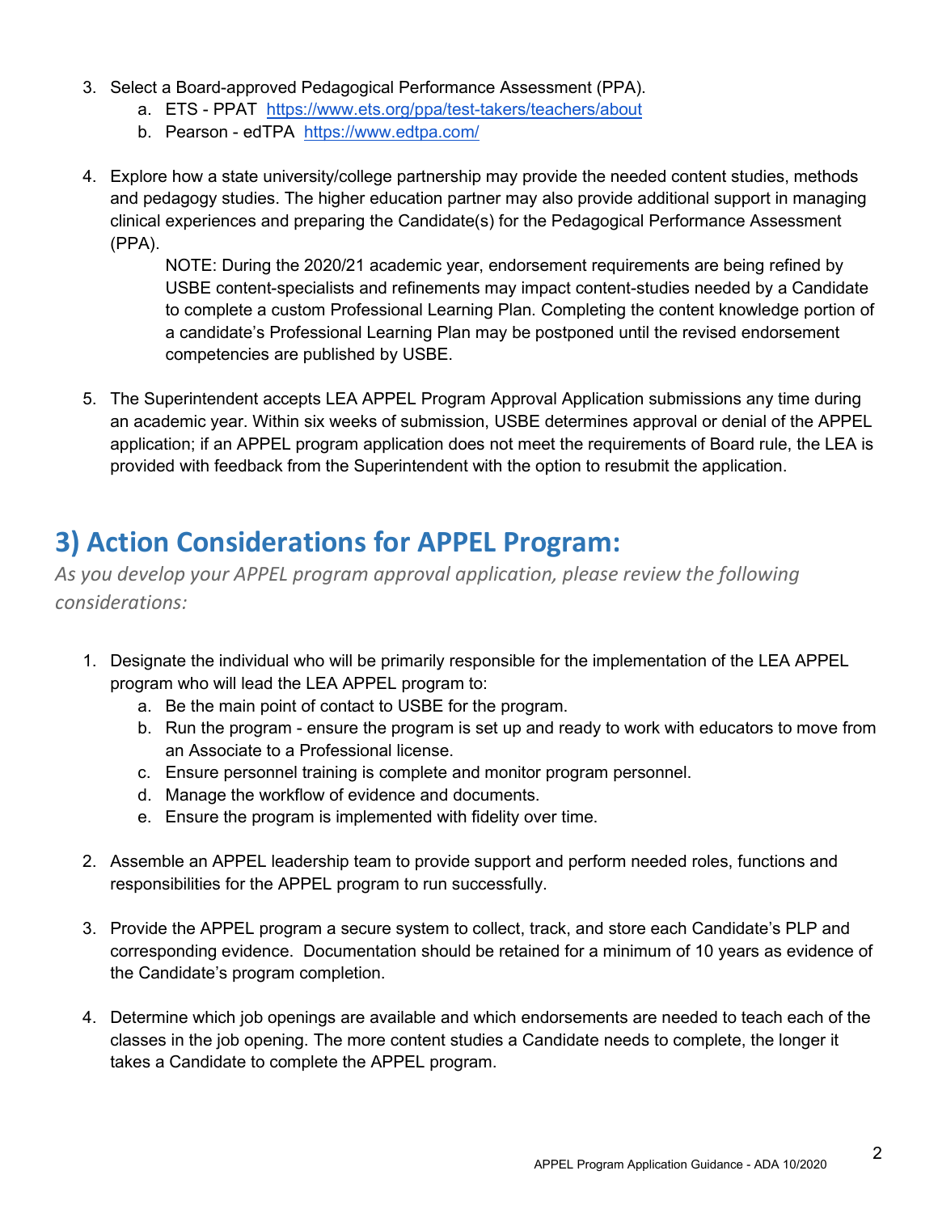3. Select a Board-approved Pedagogical Performance Assessment (PPA).
    a. ETS - PPAT [https://www.ets.org/ppa/test-takers/teachers/about](https://www.ets.org/ppa/test-takers/teachers/about)
    b. Pearson - edTPA [https://www.edtpa.com/](https://www.edtpa.com/)

4. Explore how a state university/college partnership may provide the needed content studies, methods and pedagogy studies. The higher education partner may also provide additional support in managing clinical experiences and preparing the Candidate(s) for the Pedagogical Performance Assessment (PPA).

    NOTE: During the 2020/21 academic year, endorsement requirements are being refined by USBE content-specialists and refinements may impact content-studies needed by a Candidate to complete a custom Professional Learning Plan. Completing the content knowledge portion of a candidate's Professional Learning Plan may be postponed until the revised endorsement competencies are published by USBE.

5. The Superintendent accepts LEA APPEL Program Approval Application submissions any time during an academic year. Within six weeks of submission, USBE determines approval or denial of the APPEL application; if an APPEL program application does not meet the requirements of Board rule, the LEA is provided with feedback from the Superintendent with the option to resubmit the application.

## 3) Action Considerations for APPEL Program:

*As you develop your APPEL program approval application, please review the following considerations:*

1. Designate the individual who will be primarily responsible for the implementation of the LEA APPEL program who will lead the LEA APPEL program to:
    a. Be the main point of contact to USBE for the program.
    b. Run the program - ensure the program is set up and ready to work with educators to move from an Associate to a Professional license.
    c. Ensure personnel training is complete and monitor program personnel.
    d. Manage the workflow of evidence and documents.
    e. Ensure the program is implemented with fidelity over time.

2. Assemble an APPEL leadership team to provide support and perform needed roles, functions and responsibilities for the APPEL program to run successfully.

3. Provide the APPEL program a secure system to collect, track, and store each Candidate's PLP and corresponding evidence. Documentation should be retained for a minimum of 10 years as evidence of the Candidate's program completion.

4. Determine which job openings are available and which endorsements are needed to teach each of the classes in the job opening. The more content studies a Candidate needs to complete, the longer it takes a Candidate to complete the APPEL program.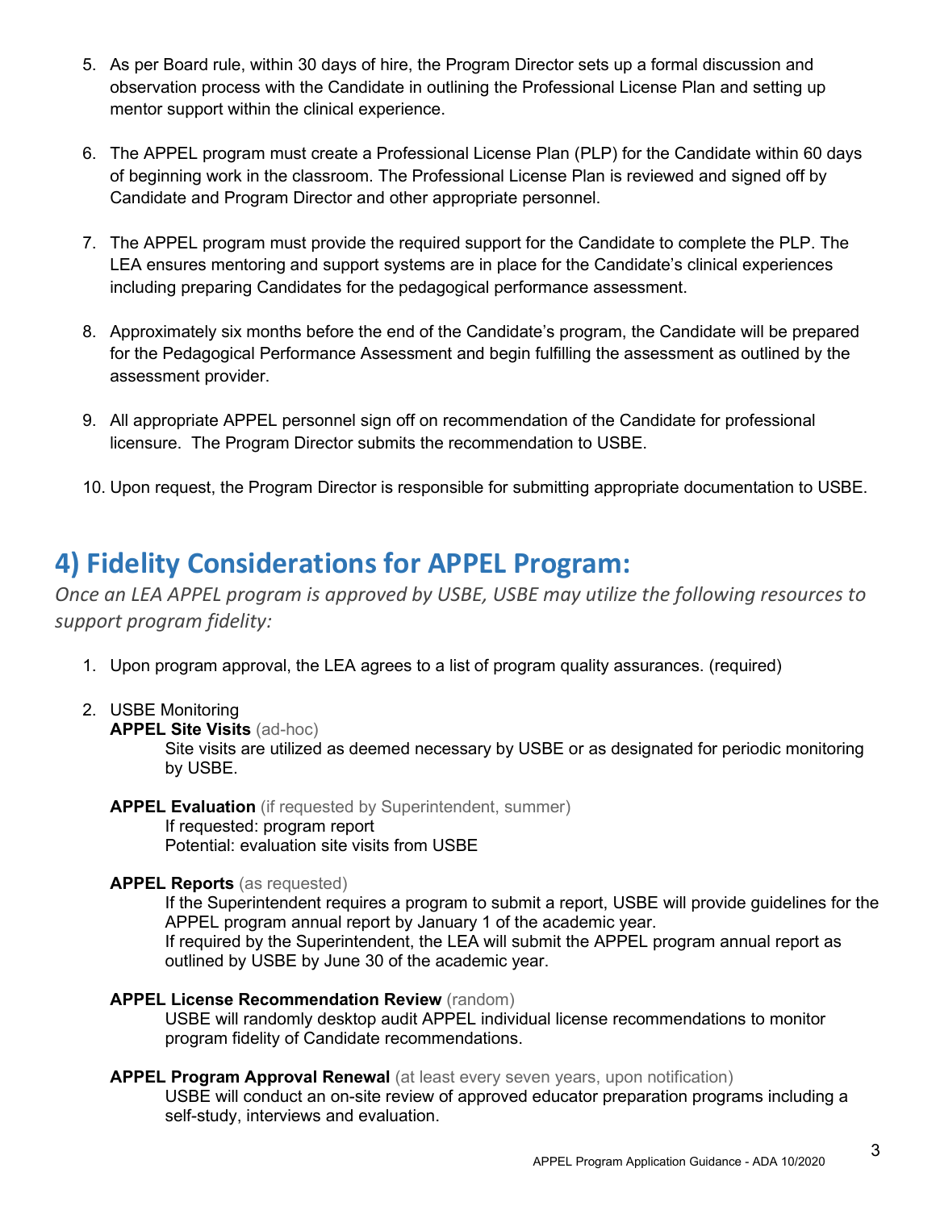5. As per Board rule, within 30 days of hire, the Program Director sets up a formal discussion and observation process with the Candidate in outlining the Professional License Plan and setting up mentor support within the clinical experience.

6. The APPEL program must create a Professional License Plan (PLP) for the Candidate within 60 days of beginning work in the classroom. The Professional License Plan is reviewed and signed off by Candidate and Program Director and other appropriate personnel.

7. The APPEL program must provide the required support for the Candidate to complete the PLP. The LEA ensures mentoring and support systems are in place for the Candidate's clinical experiences including preparing Candidates for the pedagogical performance assessment.

8. Approximately six months before the end of the Candidate's program, the Candidate will be prepared for the Pedagogical Performance Assessment and begin fulfilling the assessment as outlined by the assessment provider.

9. All appropriate APPEL personnel sign off on recommendation of the Candidate for professional licensure. The Program Director submits the recommendation to USBE.

10. Upon request, the Program Director is responsible for submitting appropriate documentation to USBE.

## 4) Fidelity Considerations for APPEL Program:

*Once an LEA APPEL program is approved by USBE, USBE may utilize the following resources to support program fidelity:*

1. Upon program approval, the LEA agrees to a list of program quality assurances. (required)

2. USBE Monitoring

   **APPEL Site Visits** (ad-hoc)

   Site visits are utilized as deemed necessary by USBE or as designated for periodic monitoring by USBE.

   **APPEL Evaluation** (if requested by Superintendent, summer)

   If requested: program report
   Potential: evaluation site visits from USBE

   **APPEL Reports** (as requested)

   If the Superintendent requires a program to submit a report, USBE will provide guidelines for the APPEL program annual report by January 1 of the academic year.
   If required by the Superintendent, the LEA will submit the APPEL program annual report as outlined by USBE by June 30 of the academic year.

   **APPEL License Recommendation Review** (random)

   USBE will randomly desktop audit APPEL individual license recommendations to monitor program fidelity of Candidate recommendations.

   **APPEL Program Approval Renewal** (at least every seven years, upon notification)

   USBE will conduct an on-site review of approved educator preparation programs including a self-study, interviews and evaluation.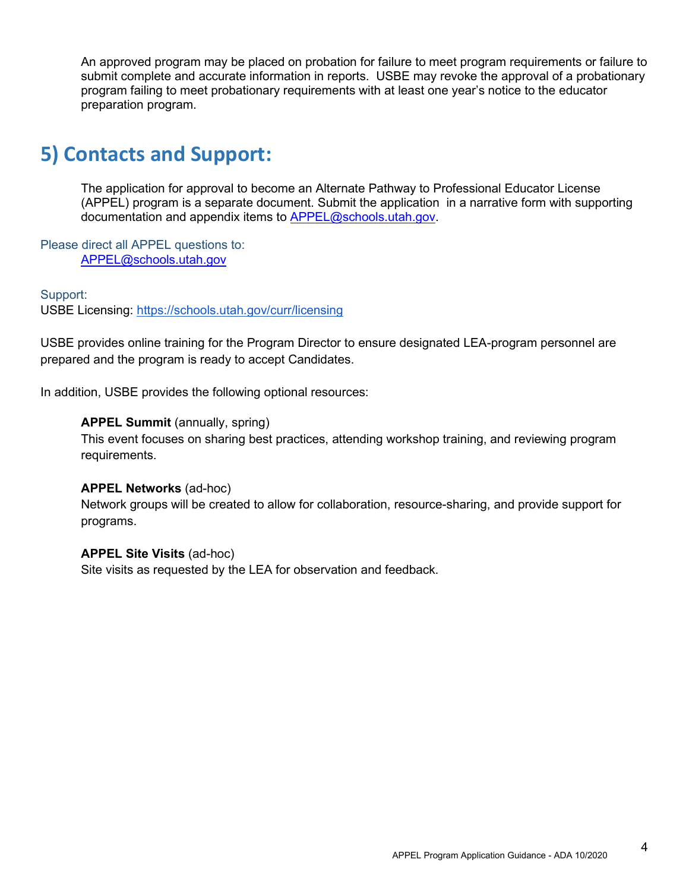An approved program may be placed on probation for failure to meet program requirements or failure to submit complete and accurate information in reports. USBE may revoke the approval of a probationary program failing to meet probationary requirements with at least one year's notice to the educator preparation program.

## 5) Contacts and Support:

The application for approval to become an Alternate Pathway to Professional Educator License (APPEL) program is a separate document. Submit the application in a narrative form with supporting documentation and appendix items to APPEL@schools.utah.gov.

Please direct all APPEL questions to:
APPEL@schools.utah.gov

Support:
USBE Licensing: https://schools.utah.gov/curr/licensing

USBE provides online training for the Program Director to ensure designated LEA-program personnel are prepared and the program is ready to accept Candidates.

In addition, USBE provides the following optional resources:

**APPEL Summit** (annually, spring)
This event focuses on sharing best practices, attending workshop training, and reviewing program requirements.

**APPEL Networks** (ad-hoc)
Network groups will be created to allow for collaboration, resource-sharing, and provide support for programs.

**APPEL Site Visits** (ad-hoc)
Site visits as requested by the LEA for observation and feedback.